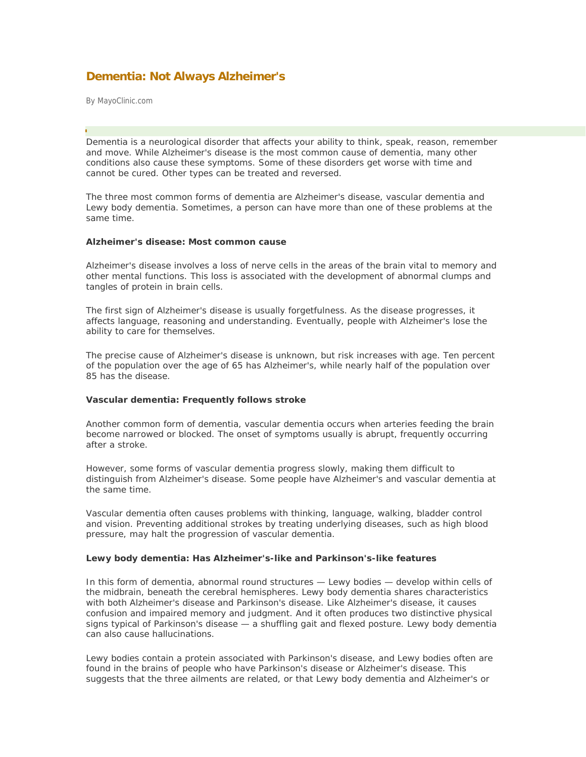# Dementia: Not Always Alzheimer's

By MayoClinic.com

Dementia is a neurological disorder that affects your ability to think, speak, reason, remember and move. While Alzheimer's disease is the most common cause of dementia, many other conditions also cause these symptoms. Some of these disorders get worse with time and cannot be cured. Other types can be treated and reversed.

The three most common forms of dementia are Alzheimer's disease, vascular dementia and Lewy body dementia. Sometimes, a person can have more than one of these problems at the same time.

**Alzheimer's disease: Most common cause**

Alzheimer's disease involves a loss of nerve cells in the areas of the brain vital to memory and other mental functions. This loss is associated with the development of abnormal clumps and tangles of protein in brain cells.

The first sign of Alzheimer's disease is usually forgetfulness. As the disease progresses, it affects language, reasoning and understanding. Eventually, people with Alzheimer's lose the ability to care for themselves.

The precise cause of Alzheimer's disease is unknown, but risk increases with age. Ten percent of the population over the age of 65 has Alzheimer's, while nearly half of the population over 85 has the disease.

**Vascular dementia: Frequently follows stroke**

Another common form of dementia, vascular dementia occurs when arteries feeding the brain become narrowed or blocked. The onset of symptoms usually is abrupt, frequently occurring after a stroke.

However, some forms of vascular dementia progress slowly, making them difficult to distinguish from Alzheimer's disease. Some people have Alzheimer's and vascular dementia at the same time.

Vascular dementia often causes problems with thinking, language, walking, bladder control and vision. Preventing additional strokes by treating underlying diseases, such as high blood pressure, may halt the progression of vascular dementia.

**Lewy body dementia: Has Alzheimer's-like and Parkinson's-like features**

In this form of dementia, abnormal round structures — Lewy bodies — develop within cells of the midbrain, beneath the cerebral hemispheres. Lewy body dementia shares characteristics with both Alzheimer's disease and Parkinson's disease. Like Alzheimer's disease, it causes confusion and impaired memory and judgment. And it often produces two distinctive physical signs typical of Parkinson's disease — a shuffling gait and flexed posture. Lewy body dementia can also cause hallucinations.

Lewy bodies contain a protein associated with Parkinson's disease, and Lewy bodies often are found in the brains of people who have Parkinson's disease or Alzheimer's disease. This suggests that the three ailments are related, or that Lewy body dementia and Alzheimer's or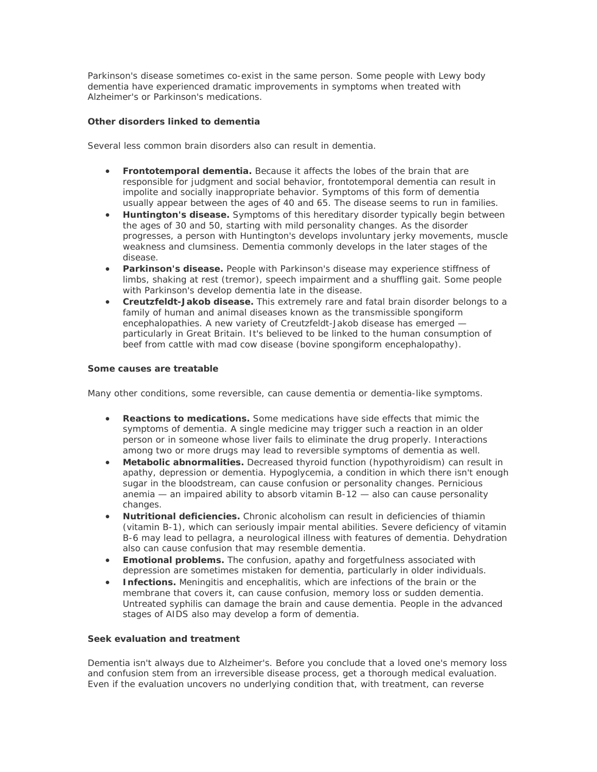Parkinson's disease sometimes co-exist in the same person. Some people with Lewy body dementia have experienced dramatic improvements in symptoms when treated with Alzheimer's or Parkinson's medications.

**Other disorders linked to dementia**

Several less common brain disorders also can result in dementia.

- **Frontotemporal dementia.** Because it affects the lobes of the brain that are responsible for judgment and social behavior, frontotemporal dementia can result in impolite and socially inappropriate behavior. Symptoms of this form of dementia usually appear between the ages of 40 and 65. The disease seems to run in families.
- **Huntington's disease.** Symptoms of this hereditary disorder typically begin between the ages of 30 and 50, starting with mild personality changes. As the disorder progresses, a person with Huntington's develops involuntary jerky movements, muscle weakness and clumsiness. Dementia commonly develops in the later stages of the disease.
- **Parkinson's disease.** People with Parkinson's disease may experience stiffness of limbs, shaking at rest (tremor), speech impairment and a shuffling gait. Some people with Parkinson's develop dementia late in the disease.
- **Creutzfeldt-Jakob disease.** This extremely rare and fatal brain disorder belongs to a family of human and animal diseases known as the transmissible spongiform encephalopathies. A new variety of Creutzfeldt-Jakob disease has emerged — particularly in Great Britain. It's believed to be linked to the human consumption of beef from cattle with mad cow disease (bovine spongiform encephalopathy).

**Some causes are treatable**

Many other conditions, some reversible, can cause dementia or dementia-like symptoms.

- **Reactions to medications.** Some medications have side effects that mimic the symptoms of dementia. A single medicine may trigger such a reaction in an older person or in someone whose liver fails to eliminate the drug properly. Interactions among two or more drugs may lead to reversible symptoms of dementia as well.
- **Metabolic abnormalities.** Decreased thyroid function (hypothyroidism) can result in apathy, depression or dementia. Hypoglycemia, a condition in which there isn't enough sugar in the bloodstream, can cause confusion or personality changes. Pernicious anemia — an impaired ability to absorb vitamin B-12 — also can cause personality changes.
- **Nutritional deficiencies.** Chronic alcoholism can result in deficiencies of thiamin (vitamin B-1), which can seriously impair mental abilities. Severe deficiency of vitamin B-6 may lead to pellagra, a neurological illness with features of dementia. Dehydration also can cause confusion that may resemble dementia.
- **Emotional problems.** The confusion, apathy and forgetfulness associated with depression are sometimes mistaken for dementia, particularly in older individuals.
- **Infections.** Meningitis and encephalitis, which are infections of the brain or the membrane that covers it, can cause confusion, memory loss or sudden dementia. Untreated syphilis can damage the brain and cause dementia. People in the advanced stages of AIDS also may develop a form of dementia.

**Seek evaluation and treatment**

Dementia isn't always due to Alzheimer's. Before you conclude that a loved one's memory loss and confusion stem from an irreversible disease process, get a thorough medical evaluation. Even if the evaluation uncovers no underlying condition that, with treatment, can reverse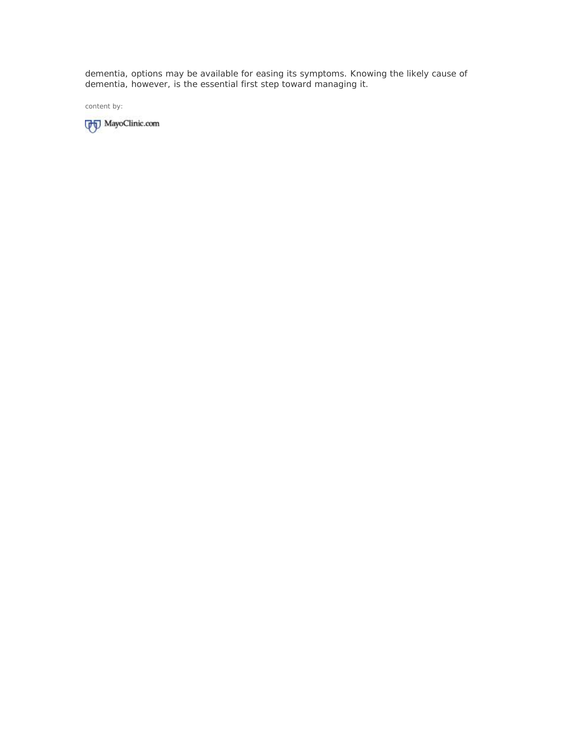dementia, options may be available for easing its symptoms. Knowing the likely cause of dementia, however, is the essential first step toward managing it.

content by:

MayoClinic.com